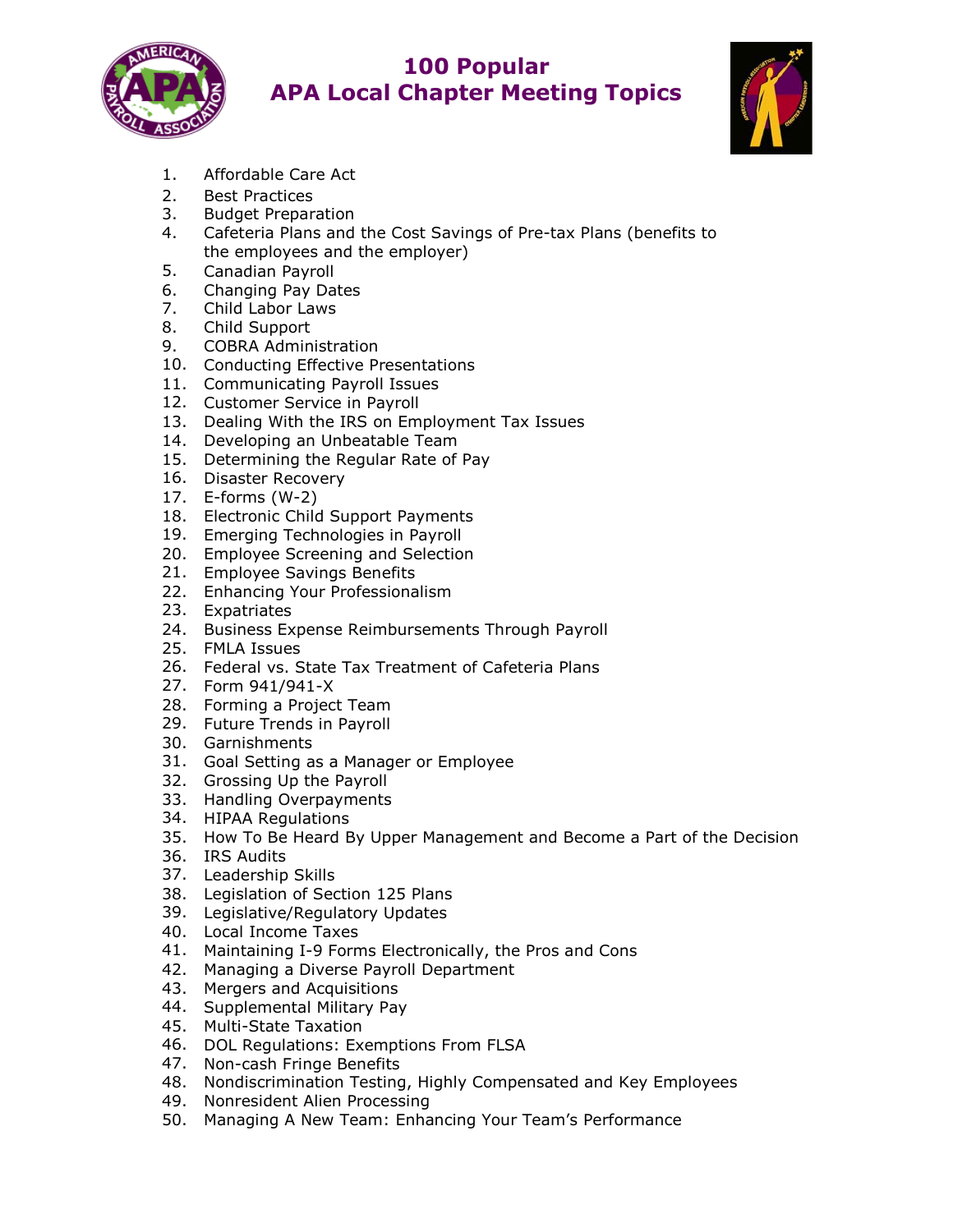# 100 Popular APA Local Chapter Meeting Topics

1. Affordable Care Act
2. Best Practices
3. Budget Preparation
4. Cafeteria Plans and the Cost Savings of Pre-tax Plans (benefits to the employees and the employer)
5. Canadian Payroll
6. Changing Pay Dates
7. Child Labor Laws
8. Child Support
9. COBRA Administration
10. Conducting Effective Presentations
11. Communicating Payroll Issues
12. Customer Service in Payroll
13. Dealing With the IRS on Employment Tax Issues
14. Developing an Unbeatable Team
15. Determining the Regular Rate of Pay
16. Disaster Recovery
17. E-forms (W-2)
18. Electronic Child Support Payments
19. Emerging Technologies in Payroll
20. Employee Screening and Selection
21. Employee Savings Benefits
22. Enhancing Your Professionalism
23. Expatriates
24. Business Expense Reimbursements Through Payroll
25. FMLA Issues
26. Federal vs. State Tax Treatment of Cafeteria Plans
27. Form 941/941-X
28. Forming a Project Team
29. Future Trends in Payroll
30. Garnishments
31. Goal Setting as a Manager or Employee
32. Grossing Up the Payroll
33. Handling Overpayments
34. HIPAA Regulations
35. How To Be Heard By Upper Management and Become a Part of the Decision
36. IRS Audits
37. Leadership Skills
38. Legislation of Section 125 Plans
39. Legislative/Regulatory Updates
40. Local Income Taxes
41. Maintaining I-9 Forms Electronically, the Pros and Cons
42. Managing a Diverse Payroll Department
43. Mergers and Acquisitions
44. Supplemental Military Pay
45. Multi-State Taxation
46. DOL Regulations: Exemptions From FLSA
47. Non-cash Fringe Benefits
48. Nondiscrimination Testing, Highly Compensated and Key Employees
49. Nonresident Alien Processing
50. Managing A New Team: Enhancing Your Team's Performance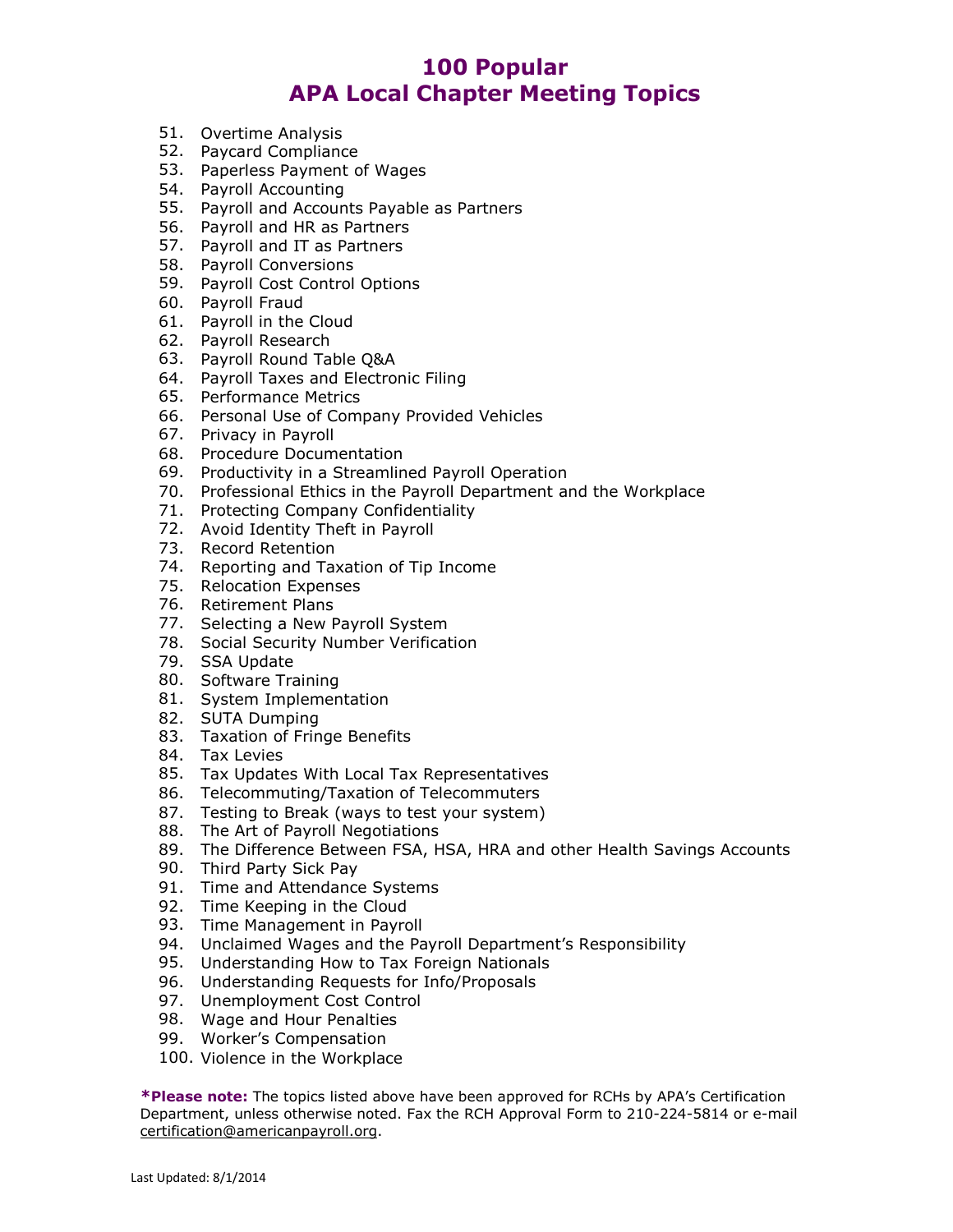# 100 Popular APA Local Chapter Meeting Topics

51. Overtime Analysis
52. Paycard Compliance
53. Paperless Payment of Wages
54. Payroll Accounting
55. Payroll and Accounts Payable as Partners
56. Payroll and HR as Partners
57. Payroll and IT as Partners
58. Payroll Conversions
59. Payroll Cost Control Options
60. Payroll Fraud
61. Payroll in the Cloud
62. Payroll Research
63. Payroll Round Table Q&A
64. Payroll Taxes and Electronic Filing
65. Performance Metrics
66. Personal Use of Company Provided Vehicles
67. Privacy in Payroll
68. Procedure Documentation
69. Productivity in a Streamlined Payroll Operation
70. Professional Ethics in the Payroll Department and the Workplace
71. Protecting Company Confidentiality
72. Avoid Identity Theft in Payroll
73. Record Retention
74. Reporting and Taxation of Tip Income
75. Relocation Expenses
76. Retirement Plans
77. Selecting a New Payroll System
78. Social Security Number Verification
79. SSA Update
80. Software Training
81. System Implementation
82. SUTA Dumping
83. Taxation of Fringe Benefits
84. Tax Levies
85. Tax Updates With Local Tax Representatives
86. Telecommuting/Taxation of Telecommuters
87. Testing to Break (ways to test your system)
88. The Art of Payroll Negotiations
89. The Difference Between FSA, HSA, HRA and other Health Savings Accounts
90. Third Party Sick Pay
91. Time and Attendance Systems
92. Time Keeping in the Cloud
93. Time Management in Payroll
94. Unclaimed Wages and the Payroll Department's Responsibility
95. Understanding How to Tax Foreign Nationals
96. Understanding Requests for Info/Proposals
97. Unemployment Cost Control
98. Wage and Hour Penalties
99. Worker's Compensation
100. Violence in the Workplace

***Please note:** The topics listed above have been approved for RCHs by APA's Certification Department, unless otherwise noted. Fax the RCH Approval Form to 210-224-5814 or e-mail certification@americanpayroll.org.

Last Updated: 8/1/2014